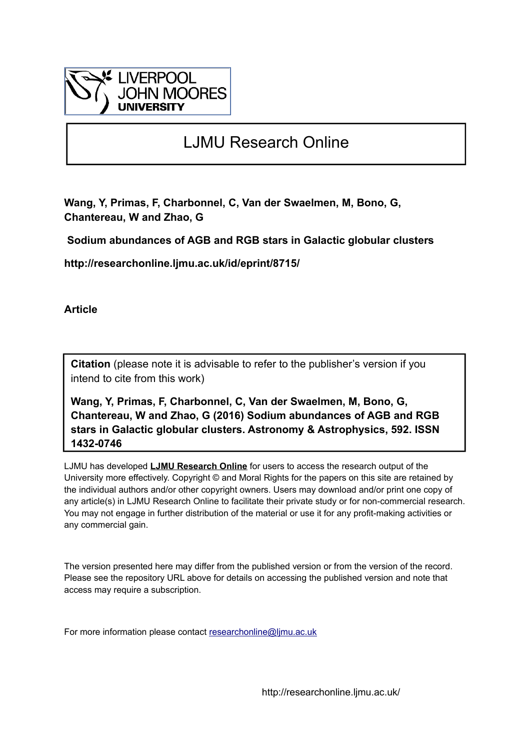# LJMU Research Online

**Wang, Y, Primas, F, Charbonnel, C, Van der Swaelmen, M, Bono, G, Chantereau, W and Zhao, G**

**Sodium abundances of AGB and RGB stars in Galactic globular clusters**

**http://researchonline.ljmu.ac.uk/id/eprint/8715/**

**Article**

**Citation** (please note it is advisable to refer to the publisher's version if you intend to cite from this work)

**Wang, Y, Primas, F, Charbonnel, C, Van der Swaelmen, M, Bono, G, Chantereau, W and Zhao, G (2016) Sodium abundances of AGB and RGB stars in Galactic globular clusters. Astronomy & Astrophysics, 592. ISSN 1432-0746**

LJMU has developed **LJMU Research Online** for users to access the research output of the University more effectively. Copyright © and Moral Rights for the papers on this site are retained by the individual authors and/or other copyright owners. Users may download and/or print one copy of any article(s) in LJMU Research Online to facilitate their private study or for non-commercial research. You may not engage in further distribution of the material or use it for any profit-making activities or any commercial gain.

The version presented here may differ from the published version or from the version of the record. Please see the repository URL above for details on accessing the published version and note that access may require a subscription.

For more information please contact researchonline@ljmu.ac.uk

http://researchonline.ljmu.ac.uk/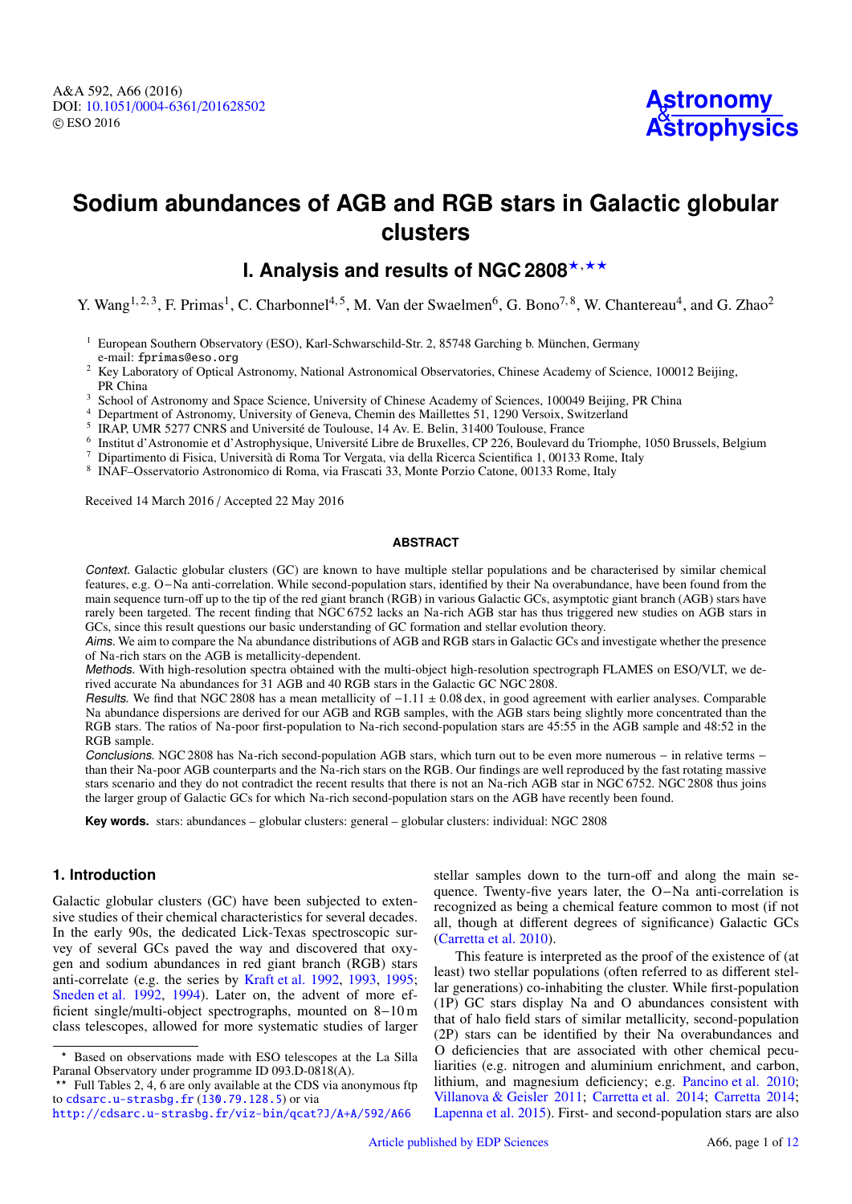# Sodium abundances of AGB and RGB stars in Galactic globular clusters

## I. Analysis and results of NGC 2808 [⋆,⋆⋆]

Y. Wang[1,2,3], F. Primas[1], C. Charbonnel[4,5], M. Van der Swaelmen[6], G. Bono[7,8], W. Chantereau[4], and G. Zhao[2]

[1] European Southern Observatory (ESO), Karl-Schwarzschild-Str. 2, 85748 Garching b. München, Germany
e-mail: fprimas@eso.org

[2] Key Laboratory of Optical Astronomy, National Astronomical Observatories, Chinese Academy of Science, 100012 Beijing, PR China

[3] School of Astronomy and Space Science, University of Chinese Academy of Sciences, 100049 Beijing, PR China

[4] Department of Astronomy, University of Geneva, Chemin des Maillettes 51, 1290 Versoix, Switzerland

[5] IRAP, UMR 5277 CNRS and Université de Toulouse, 14 Av. E. Belin, 31400 Toulouse, France

[6] Institut d'Astronomie et d'Astrophysique, Université Libre de Bruxelles, CP 226, Boulevard du Triomphe, 1050 Brussels, Belgium

[7] Dipartimento di Fisica, Università di Roma Tor Vergata, via della Ricerca Scientifica 1, 00133 Rome, Italy

[8] INAF–Osservatorio Astronomico di Roma, via Frascati 33, Monte Porzio Catone, 00133 Rome, Italy

Received 14 March 2016 / Accepted 22 May 2016

### ABSTRACT

*Context.* Galactic globular clusters (GC) are known to have multiple stellar populations and be characterised by similar chemical features, e.g. O−Na anti-correlation. While second-population stars, identified by their Na overabundance, have been found from the main sequence turn-off up to the tip of the red giant branch (RGB) in various Galactic GCs, asymptotic giant branch (AGB) stars have rarely been targeted. The recent finding that NGC 6752 lacks an Na-rich AGB star has thus triggered new studies on AGB stars in GCs, since this result questions our basic understanding of GC formation and stellar evolution theory.

*Aims.* We aim to compare the Na abundance distributions of AGB and RGB stars in Galactic GCs and investigate whether the presence of Na-rich stars on the AGB is metallicity-dependent.

*Methods.* With high-resolution spectra obtained with the multi-object high-resolution spectrograph FLAMES on ESO/VLT, we derived accurate Na abundances for 31 AGB and 40 RGB stars in the Galactic GC NGC 2808.

*Results.* We find that NGC 2808 has a mean metallicity of −1.11 ± 0.08 dex, in good agreement with earlier analyses. Comparable Na abundance dispersions are derived for our AGB and RGB samples, with the AGB stars being slightly more concentrated than the RGB stars. The ratios of Na-poor first-population to Na-rich second-population stars are 45:55 in the AGB sample and 48:52 in the RGB sample.

*Conclusions.* NGC 2808 has Na-rich second-population AGB stars, which turn out to be even more numerous − in relative terms − than their Na-poor AGB counterparts and the Na-rich stars on the RGB. Our findings are well reproduced by the fast rotating massive stars scenario and they do not contradict the recent results that there is not an Na-rich AGB star in NGC 6752. NGC 2808 thus joins the larger group of Galactic GCs for which Na-rich second-population stars on the AGB have recently been found.

**Key words.** stars: abundances – globular clusters: general – globular clusters: individual: NGC 2808

## 1. Introduction

Galactic globular clusters (GC) have been subjected to extensive studies of their chemical characteristics for several decades. In the early 90s, the dedicated Lick-Texas spectroscopic survey of several GCs paved the way and discovered that oxygen and sodium abundances in red giant branch (RGB) stars anti-correlate (e.g. the series by Kraft et al. 1992, 1993, 1995; Sneden et al. 1992, 1994). Later on, the advent of more efficient single/multi-object spectrographs, mounted on 8−10 m class telescopes, allowed for more systematic studies of larger stellar samples down to the turn-off and along the main sequence. Twenty-five years later, the O−Na anti-correlation is recognized as being a chemical feature common to most (if not all, though at different degrees of significance) Galactic GCs (Carretta et al. 2010).

This feature is interpreted as the proof of the existence of (at least) two stellar populations (often referred to as different stellar generations) co-inhabiting the cluster. While first-population (1P) GC stars display Na and O abundances consistent with that of halo field stars of similar metallicity, second-population (2P) stars can be identified by their Na overabundances and O deficiencies that are associated with other chemical peculiarities (e.g. nitrogen and aluminium enrichment, and carbon, lithium, and magnesium deficiency; e.g. Pancino et al. 2010; Villanova & Geisler 2011; Carretta et al. 2014; Carretta 2014; Lapenna et al. 2015). First- and second-population stars are also

---

⋆ Based on observations made with ESO telescopes at the La Silla Paranal Observatory under programme ID 093.D-0818(A).

⋆⋆ Full Tables 2, 4, 6 are only available at the CDS via anonymous ftp to cdsarc.u-strasbg.fr (130.79.128.5) or via http://cdsarc.u-strasbg.fr/viz-bin/qcat?J/A+A/592/A66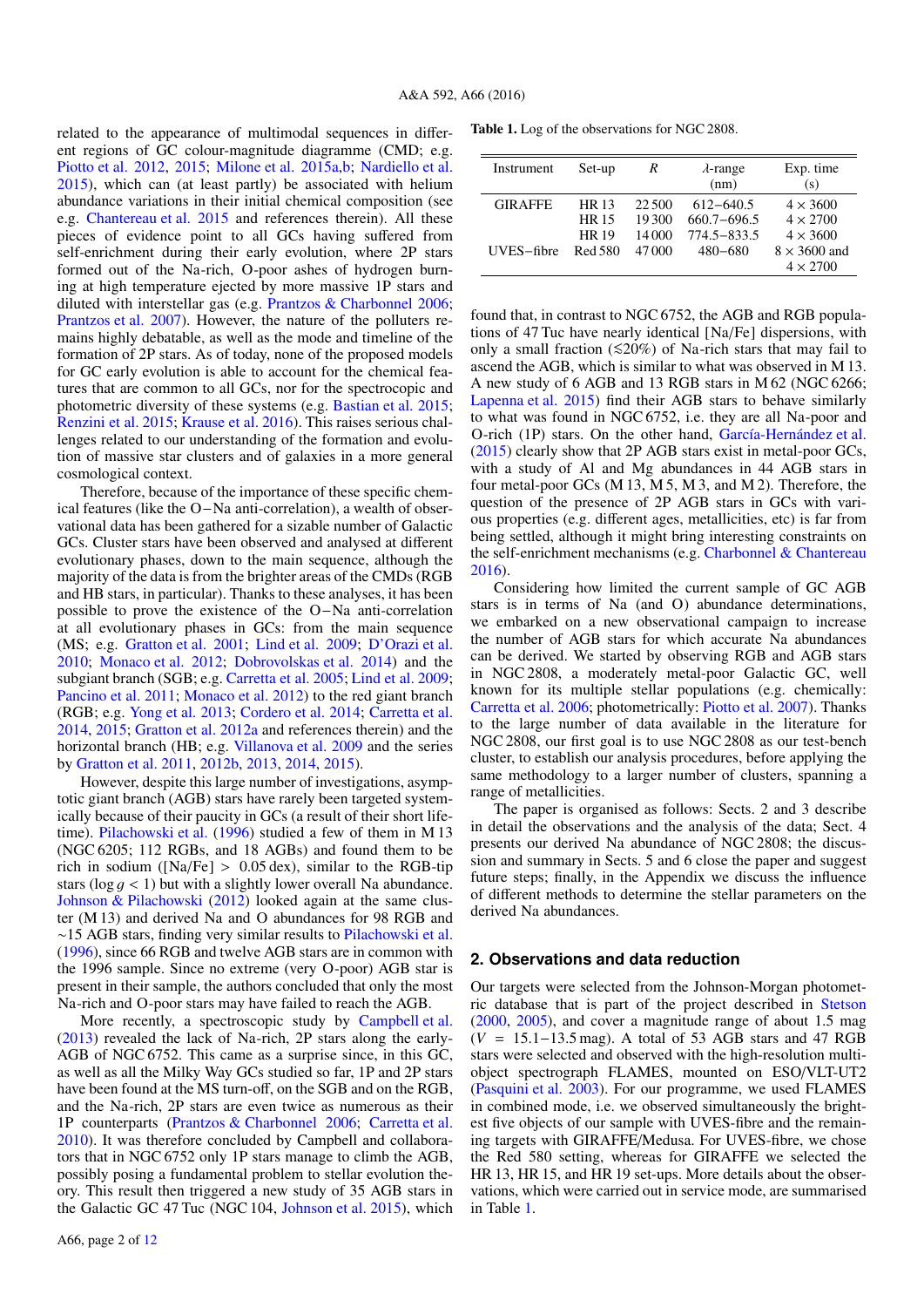related to the appearance of multimodal sequences in different regions of GC colour-magnitude diagramme (CMD; e.g. Piotto et al. 2012, 2015; Milone et al. 2015a,b; Nardiello et al. 2015), which can (at least partly) be associated with helium abundance variations in their initial chemical composition (see e.g. Chantereau et al. 2015 and references therein). All these pieces of evidence point to all GCs having suffered from self-enrichment during their early evolution, where 2P stars formed out of the Na-rich, O-poor ashes of hydrogen burning at high temperature ejected by more massive 1P stars and diluted with interstellar gas (e.g. Prantzos & Charbonnel 2006; Prantzos et al. 2007). However, the nature of the polluters remains highly debatable, as well as the mode and timeline of the formation of 2P stars. As of today, none of the proposed models for GC early evolution is able to account for the chemical features that are common to all GCs, nor for the spectroscopic and photometric diversity of these systems (e.g. Bastian et al. 2015; Renzini et al. 2015; Krause et al. 2016). This raises serious challenges related to our understanding of the formation and evolution of massive star clusters and of galaxies in a more general cosmological context.

Therefore, because of the importance of these specific chemical features (like the O−Na anti-correlation), a wealth of observational data has been gathered for a sizable number of Galactic GCs. Cluster stars have been observed and analysed at different evolutionary phases, down to the main sequence, although the majority of the data is from the brighter areas of the CMDs (RGB and HB stars, in particular). Thanks to these analyses, it has been possible to prove the existence of the O−Na anti-correlation at all evolutionary phases in GCs: from the main sequence (MS; e.g. Gratton et al. 2001; Lind et al. 2009; D'Orazi et al. 2010; Monaco et al. 2012; Dobrovolskas et al. 2014) and the subgiant branch (SGB; e.g. Carretta et al. 2005; Lind et al. 2009; Pancino et al. 2011; Monaco et al. 2012) to the red giant branch (RGB; e.g. Yong et al. 2013; Cordero et al. 2014; Carretta et al. 2014, 2015; Gratton et al. 2012a and references therein) and the horizontal branch (HB; e.g. Villanova et al. 2009 and the series by Gratton et al. 2011, 2012b, 2013, 2014, 2015).

However, despite this large number of investigations, asymptotic giant branch (AGB) stars have rarely been targeted systematically because of their paucity in GCs (a result of their short lifetime). Pilachowski et al. (1996) studied a few of them in M 13 (NGC 6205; 112 RGBs, and 18 AGBs) and found them to be rich in sodium ([Na/Fe] > 0.05 dex), similar to the RGB-tip stars ($\log g < 1$) but with a slightly lower overall Na abundance. Johnson & Pilachowski (2012) looked again at the same cluster (M 13) and derived Na and O abundances for 98 RGB and ∼15 AGB stars, finding very similar results to Pilachowski et al. (1996), since 66 RGB and twelve AGB stars are in common with the 1996 sample. Since no extreme (very O-poor) AGB star is present in their sample, the authors concluded that only the most Na-rich and O-poor stars may have failed to reach the AGB.

More recently, a spectroscopic study by Campbell et al. (2013) revealed the lack of Na-rich, 2P stars along the early-AGB of NGC 6752. This came as a surprise since, in this GC, as well as all the Milky Way GCs studied so far, 1P and 2P stars have been found at the MS turn-off, on the SGB and on the RGB, and the Na-rich, 2P stars are even twice as numerous as their 1P counterparts (Prantzos & Charbonnel 2006; Carretta et al. 2010). It was therefore concluded by Campbell and collaborators that in NGC 6752 only 1P stars manage to climb the AGB, possibly posing a fundamental problem to stellar evolution theory. This result then triggered a new study of 35 AGB stars in the Galactic GC 47 Tuc (NGC 104, Johnson et al. 2015), which found that, in contrast to NGC 6752, the AGB and RGB populations of 47 Tuc have nearly identical [Na/Fe] dispersions, with only a small fraction (≲20%) of Na-rich stars that may fail to ascend the AGB, which is similar to what was observed in M 13. A new study of 6 AGB and 13 RGB stars in M 62 (NGC 6266; Lapenna et al. 2015) find their AGB stars to behave similarly to what was found in NGC 6752, i.e. they are all Na-poor and O-rich (1P) stars. On the other hand, García-Hernández et al. (2015) clearly show that 2P AGB stars exist in metal-poor GCs, with a study of Al and Mg abundances in 44 AGB stars in four metal-poor GCs (M 13, M 5, M 3, and M 2). Therefore, the question of the presence of 2P AGB stars in GCs with various properties (e.g. different ages, metallicities, etc) is far from being settled, although it might bring interesting constraints on the self-enrichment mechanisms (e.g. Charbonnel & Chantereau 2016).

Considering how limited the current sample of GC AGB stars is in terms of Na (and O) abundance determinations, we embarked on a new observational campaign to increase the number of AGB stars for which accurate Na abundances can be derived. We started by observing RGB and AGB stars in NGC 2808, a moderately metal-poor Galactic GC, well known for its multiple stellar populations (e.g. chemically: Carretta et al. 2006; photometrically: Piotto et al. 2007). Thanks to the large number of data available in the literature for NGC 2808, our first goal is to use NGC 2808 as our test-bench cluster, to establish our analysis procedures, before applying the same methodology to a larger number of clusters, spanning a range of metallicities.

The paper is organised as follows: Sects. 2 and 3 describe in detail the observations and the analysis of the data; Sect. 4 presents our derived Na abundance of NGC 2808; the discussion and summary in Sects. 5 and 6 close the paper and suggest future steps; finally, in the Appendix we discuss the influence of different methods to determine the stellar parameters on the derived Na abundances.

**Table 1.** Log of the observations for NGC 2808.

| Instrument | Set-up | $R$ | $\lambda$-range (nm) | Exp. time (s) |
|---|---|---|---|---|
| GIRAFFE | HR 13 | 22 500 | 612−640.5 | 4 × 3600 |
| | HR 15 | 19 300 | 660.7−696.5 | 4 × 2700 |
| | HR 19 | 14 000 | 774.5−833.5 | 4 × 3600 |
| UVES−fibre | Red 580 | 47 000 | 480−680 | 8 × 3600 and 4 × 2700 |

## 2. Observations and data reduction

Our targets were selected from the Johnson-Morgan photometric database that is part of the project described in Stetson (2000, 2005), and cover a magnitude range of about 1.5 mag ($V$ = 15.1−13.5 mag). A total of 53 AGB stars and 47 RGB stars were selected and observed with the high-resolution multi-object spectrograph FLAMES, mounted on ESO/VLT-UT2 (Pasquini et al. 2003). For our programme, we used FLAMES in combined mode, i.e. we observed simultaneously the brightest five objects of our sample with UVES-fibre and the remaining targets with GIRAFFE/Medusa. For UVES-fibre, we chose the Red 580 setting, whereas for GIRAFFE we selected the HR 13, HR 15, and HR 19 set-ups. More details about the observations, which were carried out in service mode, are summarised in Table 1.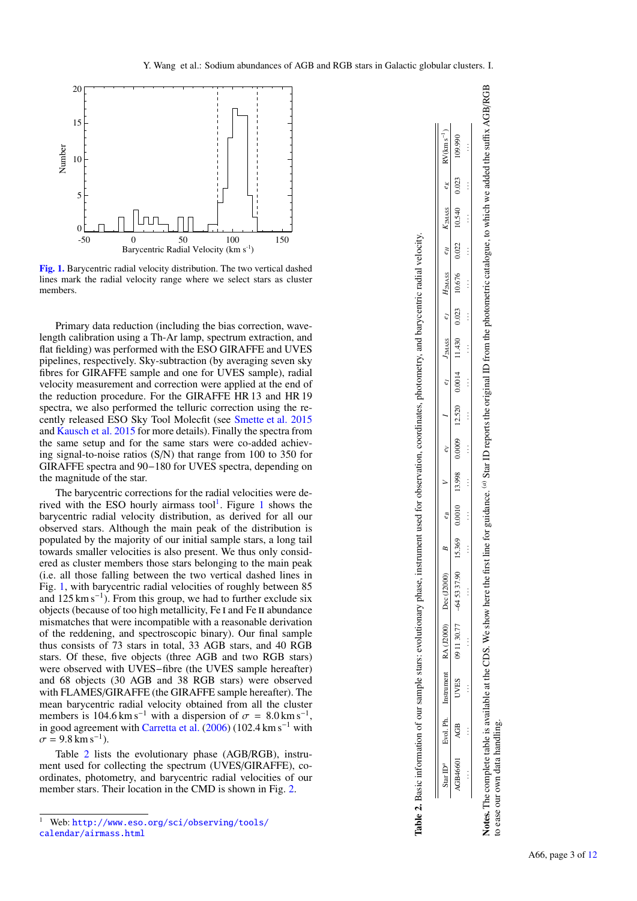Fig. 1. Barycentric radial velocity distribution. The two vertical dashed lines mark the radial velocity range where we select stars as cluster members.

Primary data reduction (including the bias correction, wavelength calibration using a Th-Ar lamp, spectrum extraction, and flat fielding) was performed with the ESO GIRAFFE and UVES pipelines, respectively. Sky-subtraction (by averaging seven sky fibres for GIRAFFE sample and one for UVES sample), radial velocity measurement and correction were applied at the end of the reduction procedure. For the GIRAFFE HR 13 and HR 19 spectra, we also performed the telluric correction using the recently released ESO Sky Tool Molecfit (see Smette et al. 2015 and Kausch et al. 2015 for more details). Finally the spectra from the same setup and for the same stars were co-added achieving signal-to-noise ratios (S/N) that range from 100 to 350 for GIRAFFE spectra and 90−180 for UVES spectra, depending on the magnitude of the star.

The barycentric corrections for the radial velocities were derived with the ESO hourly airmass tool[1]. Figure 1 shows the barycentric radial velocity distribution, as derived for all our observed stars. Although the main peak of the distribution is populated by the majority of our initial sample stars, a long tail towards smaller velocities is also present. We thus only considered as cluster members those stars belonging to the main peak (i.e. all those falling between the two vertical dashed lines in Fig. 1, with barycentric radial velocities of roughly between 85 and 125 km s$^{-1}$). From this group, we had to further exclude six objects (because of too high metallicity, Fe I and Fe II abundance mismatches that were incompatible with a reasonable derivation of the reddening, and spectroscopic binary). Our final sample thus consists of 73 stars in total, 33 AGB and 40 RGB stars. Of these, five objects (three AGB and two RGB stars) were observed with UVES−fibre (the UVES sample hereafter) and 68 objects (30 AGB and 38 RGB stars) were observed with FLAMES/GIRAFFE (the GIRAFFE sample hereafter). The mean barycentric radial velocity obtained from all the cluster members is 104.6 km s$^{-1}$ with a dispersion of $\sigma$ = 8.0 km s$^{-1}$, in good agreement with Carretta et al. (2006) (102.4 km s$^{-1}$ with $\sigma$ = 9.8 km s$^{-1}$).

Table 2 lists the evolutionary phase (AGB/RGB), instrument used for collecting the spectrum (UVES/GIRAFFE), coordinates, photometry, and barycentric radial velocities of our member stars. Their location in the CMD is shown in Fig. 2.

[1] Web: http://www.eso.org/sci/observing/tools/calendar/airmass.html

**Table 2.** Basic information of our sample stars: evolutionary phase, instrument used for observation, coordinates, photometry, and barycentric radial velocity.

| Star ID[a] | Evol. Ph. | Instrument | RA (J2000) | Dec (J2000) | $B$ | $e_B$ | $V$ | $e_V$ | $I$ | $e_I$ | $J_{2MASS}$ | $e_J$ | $H_{2MASS}$ | $e_H$ | $K_{2MASS}$ | $e_K$ | RV(km s$^{-1}$) |
|---|---|---|---|---|---|---|---|---|---|---|---|---|---|---|---|---|---|
| AGB46601 | AGB | UVES | 09 11 30.77 | −64 53 37.90 | 15.369 | 0.0010 | 13.998 | 0.0009 | 12.520 | 0.0014 | 11.430 | 0.023 | 10.676 | 0.022 | 10.540 | 0.023 | 109.990 |
| ... | ... | ... | ... | ... | ... | ... | ... | ... | ... | ... | ... | ... | ... | ... | ... | ... | ... |

**Notes.** The complete table is available at the CDS. We show here the first line for guidance. [a] Star ID reports the original ID from the photometric catalogue, to which we added the suffix AGB/RGB to ease our own data handling.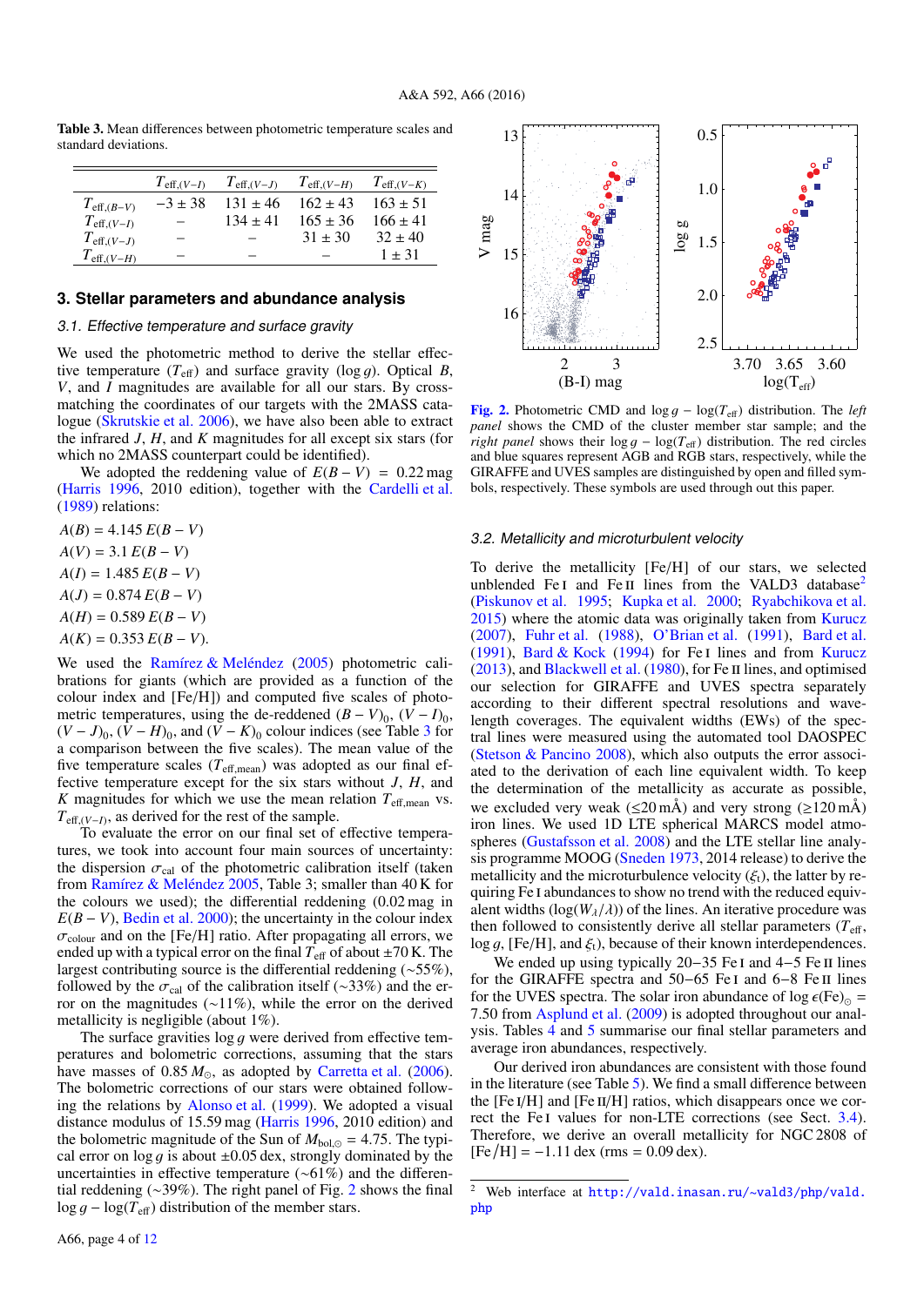**Table 3.** Mean differences between photometric temperature scales and standard deviations.

| | $T_{\rm eff,(V-I)}$ | $T_{\rm eff,(V-J)}$ | $T_{\rm eff,(V-H)}$ | $T_{\rm eff,(V-K)}$ |
|---|---|---|---|---|
| $T_{\rm eff,(B-V)}$ | $-3 \pm 38$ | $131 \pm 46$ | $162 \pm 43$ | $163 \pm 51$ |
| $T_{\rm eff,(V-I)}$ | – | $134 \pm 41$ | $165 \pm 36$ | $166 \pm 41$ |
| $T_{\rm eff,(V-J)}$ | – | – | $31 \pm 30$ | $32 \pm 40$ |
| $T_{\rm eff,(V-H)}$ | – | – | – | $1 \pm 31$ |

## 3. Stellar parameters and abundance analysis

### 3.1. Effective temperature and surface gravity

We used the photometric method to derive the stellar effective temperature ($T_{\rm eff}$) and surface gravity ($\log g$). Optical $B$, $V$, and $I$ magnitudes are available for all our stars. By cross-matching the coordinates of our targets with the 2MASS catalogue (Skrutskie et al. 2006), we have also been able to extract the infrared $J$, $H$, and $K$ magnitudes for all except six stars (for which no 2MASS counterpart could be identified).

We adopted the reddening value of $E(B-V) = 0.22$ mag (Harris 1996, 2010 edition), together with the Cardelli et al. (1989) relations:

$$A(B) = 4.145\,E(B-V)$$
$$A(V) = 3.1\,E(B-V)$$
$$A(I) = 1.485\,E(B-V)$$
$$A(J) = 0.874\,E(B-V)$$
$$A(H) = 0.589\,E(B-V)$$
$$A(K) = 0.353\,E(B-V).$$

We used the Ramírez & Meléndez (2005) photometric calibrations for giants (which are provided as a function of the colour index and [Fe/H]) and computed five scales of photometric temperatures, using the de-reddened $(B-V)_0$, $(V-I)_0$, $(V-J)_0$, $(V-H)_0$, and $(V-K)_0$ colour indices (see Table 3 for a comparison between the five scales). The mean value of the five temperature scales ($T_{\rm eff,mean}$) was adopted as our final effective temperature except for the six stars without $J$, $H$, and $K$ magnitudes for which we use the mean relation $T_{\rm eff,mean}$ vs. $T_{\rm eff,(V-I)}$, as derived for the rest of the sample.

To evaluate the error on our final set of effective temperatures, we took into account four main sources of uncertainty: the dispersion $\sigma_{\rm cal}$ of the photometric calibration itself (taken from Ramírez & Meléndez 2005, Table 3; smaller than 40 K for the colours we used); the differential reddening (0.02 mag in $E(B-V)$, Bedin et al. 2000); the uncertainty in the colour index $\sigma_{\rm colour}$ and on the [Fe/H] ratio. After propagating all errors, we ended up with a typical error on the final $T_{\rm eff}$ of about $\pm 70$ K. The largest contributing source is the differential reddening ($\sim$55%), followed by the $\sigma_{\rm cal}$ of the calibration itself ($\sim$33%) and the error on the magnitudes ($\sim$11%), while the error on the derived metallicity is negligible (about 1%).

The surface gravities $\log g$ were derived from effective temperatures and bolometric corrections, assuming that the stars have masses of $0.85\,M_\odot$, as adopted by Carretta et al. (2006). The bolometric corrections of our stars were obtained following the relations by Alonso et al. (1999). We adopted a visual distance modulus of 15.59 mag (Harris 1996, 2010 edition) and the bolometric magnitude of the Sun of $M_{\rm bol,\odot} = 4.75$. The typical error on $\log g$ is about $\pm 0.05$ dex, strongly dominated by the uncertainties in effective temperature ($\sim$61%) and the differential reddening ($\sim$39%). The right panel of Fig. 2 shows the final $\log g - \log(T_{\rm eff})$ distribution of the member stars.

**Fig. 2.** Photometric CMD and $\log g - \log(T_{\rm eff})$ distribution. The *left panel* shows the CMD of the cluster member star sample; and the *right panel* shows their $\log g - \log(T_{\rm eff})$ distribution. The red circles and blue squares represent AGB and RGB stars, respectively, while the GIRAFFE and UVES samples are distinguished by open and filled symbols, respectively. These symbols are used through out this paper.

### 3.2. Metallicity and microturbulent velocity

To derive the metallicity [Fe/H] of our stars, we selected unblended Fe I and Fe II lines from the VALD3 database[2] (Piskunov et al. 1995; Kupka et al. 2000; Ryabchikova et al. 2015) where the atomic data was originally taken from Kurucz (2007), Fuhr et al. (1988), O'Brian et al. (1991), Bard et al. (1991), Bard & Kock (1994) for Fe I lines and from Kurucz (2013), and Blackwell et al. (1980), for Fe II lines, and optimised our selection for GIRAFFE and UVES spectra separately according to their different spectral resolutions and wavelength coverages. The equivalent widths (EWs) of the spectral lines were measured using the automated tool DAOSPEC (Stetson & Pancino 2008), which also outputs the error associated to the derivation of each line equivalent width. To keep the determination of the metallicity as accurate as possible, we excluded very weak ($\lesssim$20 mÅ) and very strong ($\gtrsim$120 mÅ) iron lines. We used 1D LTE spherical MARCS model atmospheres (Gustafsson et al. 2008) and the LTE stellar line analysis programme MOOG (Sneden 1973, 2014 release) to derive the metallicity and the microturbulence velocity ($\xi_t$), the latter by requiring Fe I abundances to show no trend with the reduced equivalent widths ($\log(W_\lambda/\lambda)$) of the lines. An iterative procedure was then followed to consistently derive all stellar parameters ($T_{\rm eff}$, $\log g$, [Fe/H], and $\xi_t$), because of their known interdependences.

We ended up using typically 20–35 Fe I and 4–5 Fe II lines for the GIRAFFE spectra and 50–65 Fe I and 6–8 Fe II lines for the UVES spectra. The solar iron abundance of $\log \epsilon(\rm Fe)_\odot = 7.50$ from Asplund et al. (2009) is adopted throughout our analysis. Tables 4 and 5 summarise our final stellar parameters and average iron abundances, respectively.

Our derived iron abundances are consistent with those found in the literature (see Table 5). We find a small difference between the [Fe I/H] and [Fe II/H] ratios, which disappears once we correct the Fe I values for non-LTE corrections (see Sect. 3.4). Therefore, we derive an overall metallicity for NGC 2808 of [Fe/H] = $-1.11$ dex (rms = 0.09 dex).

[2] Web interface at http://vald.inasan.ru/~vald3/php/vald.php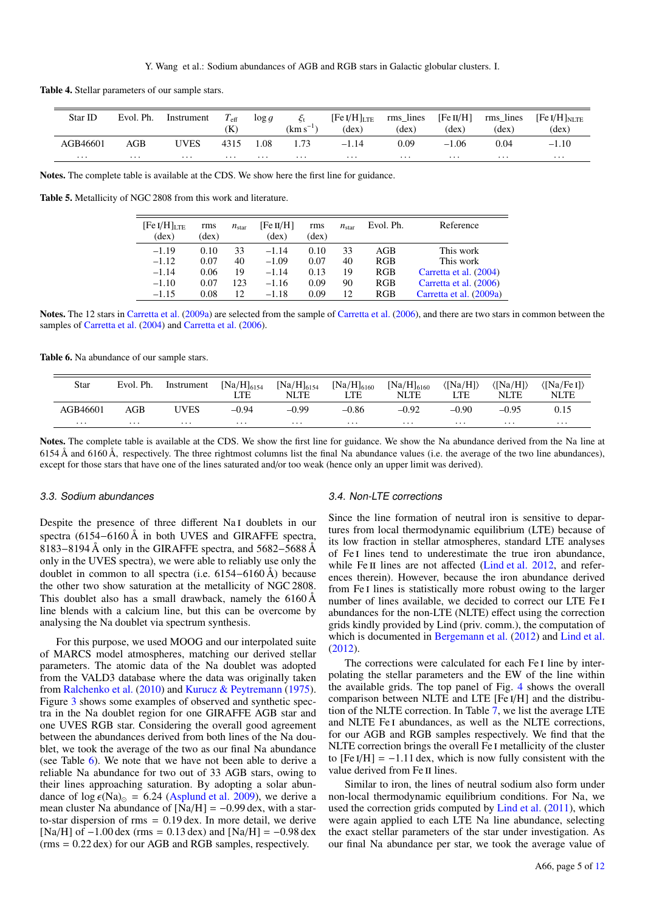**Table 4.** Stellar parameters of our sample stars.

| Star ID | Evol. Ph. | Instrument | $T_{\rm eff}$ (K) | $\log g$ | $\xi_{\rm t}$ (km s$^{-1}$) | [Fe I/H]$_{\rm LTE}$ (dex) | rms_lines (dex) | [Fe II/H] (dex) | rms_lines (dex) | [Fe I/H]$_{\rm NLTE}$ (dex) |
|---|---|---|---|---|---|---|---|---|---|---|
| AGB46601 | AGB | UVES | 4315 | 1.08 | 1.73 | −1.14 | 0.09 | −1.06 | 0.04 | −1.10 |
| ... | ... | ... | ... | ... | ... | ... | ... | ... | ... | ... |

**Notes.** The complete table is available at the CDS. We show here the first line for guidance.

**Table 5.** Metallicity of NGC 2808 from this work and literature.

| [Fe I/H]$_{\rm LTE}$ (dex) | rms (dex) | $n_{\rm star}$ | [Fe II/H] (dex) | rms (dex) | $n_{\rm star}$ | Evol. Ph. | Reference |
|---|---|---|---|---|---|---|---|
| −1.19 | 0.10 | 33 | −1.14 | 0.10 | 33 | AGB | This work |
| −1.12 | 0.07 | 40 | −1.09 | 0.07 | 40 | RGB | This work |
| −1.14 | 0.06 | 19 | −1.14 | 0.13 | 19 | RGB | Carretta et al. (2004) |
| −1.10 | 0.07 | 123 | −1.16 | 0.09 | 90 | RGB | Carretta et al. (2006) |
| −1.15 | 0.08 | 12 | −1.18 | 0.09 | 12 | RGB | Carretta et al. (2009a) |

**Notes.** The 12 stars in Carretta et al. (2009a) are selected from the sample of Carretta et al. (2006), and there are two stars in common between the samples of Carretta et al. (2004) and Carretta et al. (2006).

**Table 6.** Na abundance of our sample stars.

| Star | Evol. Ph. | Instrument | [Na/H]$_{6154}$ LTE | [Na/H]$_{6154}$ NLTE | [Na/H]$_{6160}$ LTE | [Na/H]$_{6160}$ NLTE | ⟨[Na/H]⟩ LTE | ⟨[Na/H]⟩ NLTE | ⟨[Na/Fe I]⟩ NLTE |
|---|---|---|---|---|---|---|---|---|---|
| AGB46601 | AGB | UVES | −0.94 | −0.99 | −0.86 | −0.92 | −0.90 | −0.95 | 0.15 |
| ... | ... | ... | ... | ... | ... | ... | ... | ... | ... |

**Notes.** The complete table is available at the CDS. We show the first line for guidance. We show the Na abundance derived from the Na line at 6154 Å and 6160 Å, respectively. The three rightmost columns list the final Na abundance values (i.e. the average of the two line abundances), except for those stars that have one of the lines saturated and/or too weak (hence only an upper limit was derived).

### 3.3. Sodium abundances

Despite the presence of three different Na I doublets in our spectra (6154−6160 Å in both UVES and GIRAFFE spectra, 8183−8194 Å only in the GIRAFFE spectra, and 5682−5688 Å only in the UVES spectra), we were able to reliably use only the doublet in common to all spectra (i.e. 6154−6160 Å) because the other two show saturation at the metallicity of NGC 2808. This doublet also has a small drawback, namely the 6160 Å line blends with a calcium line, but this can be overcome by analysing the Na doublet via spectrum synthesis.

For this purpose, we used MOOG and our interpolated suite of MARCS model atmospheres, matching our derived stellar parameters. The atomic data of the Na doublet was adopted from the VALD3 database where the data was originally taken from Ralchenko et al. (2010) and Kurucz & Peytremann (1975). Figure 3 shows some examples of observed and synthetic spectra in the Na doublet region for one GIRAFFE AGB star and one UVES RGB star. Considering the overall good agreement between the abundances derived from both lines of the Na doublet, we took the average of the two as our final Na abundance (see Table 6). We note that we have not been able to derive a reliable Na abundance for two out of 33 AGB stars, owing to their lines approaching saturation. By adopting a solar abundance of $\log \epsilon(\rm Na)_\odot = 6.24$ (Asplund et al. 2009), we derive a mean cluster Na abundance of [Na/H] = −0.99 dex, with a star-to-star dispersion of rms = 0.19 dex. In more detail, we derive [Na/H] of −1.00 dex (rms = 0.13 dex) and [Na/H] = −0.98 dex (rms = 0.22 dex) for our AGB and RGB samples, respectively.

### 3.4. Non-LTE corrections

Since the line formation of neutral iron is sensitive to departures from local thermodynamic equilibrium (LTE) because of its low fraction in stellar atmospheres, standard LTE analyses of Fe I lines tend to underestimate the true iron abundance, while Fe II lines are not affected (Lind et al. 2012, and references therein). However, because the iron abundance derived from Fe I lines is statistically more robust owing to the larger number of lines available, we decided to correct our LTE Fe I abundances for the non-LTE (NLTE) effect using the correction grids kindly provided by Lind (priv. comm.), the computation of which is documented in Bergemann et al. (2012) and Lind et al. (2012).

The corrections were calculated for each Fe I line by interpolating the stellar parameters and the EW of the line within the available grids. The top panel of Fig. 4 shows the overall comparison between NLTE and LTE [Fe I/H] and the distribution of the NLTE correction. In Table 7, we list the average LTE and NLTE Fe I abundances, as well as the NLTE corrections, for our AGB and RGB samples respectively. We find that the NLTE correction brings the overall Fe I metallicity of the cluster to [Fe I/H] = −1.11 dex, which is now fully consistent with the value derived from Fe II lines.

Similar to iron, the lines of neutral sodium also form under non-local thermodynamic equilibrium conditions. For Na, we used the correction grids computed by Lind et al. (2011), which were again applied to each LTE Na line abundance, selecting the exact stellar parameters of the star under investigation. As our final Na abundance per star, we took the average value of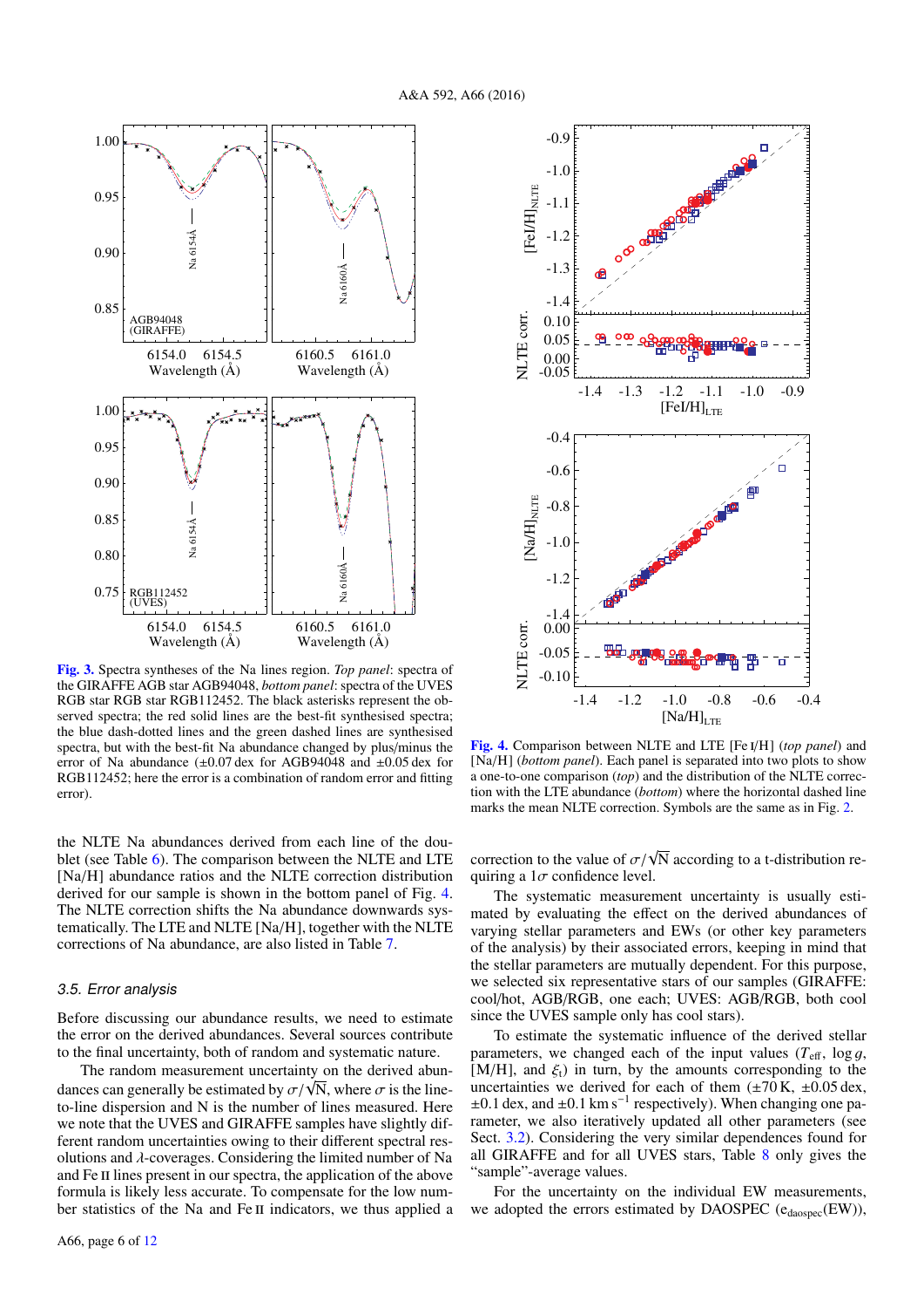**Fig. 3.** Spectra syntheses of the Na lines region. *Top panel*: spectra of the GIRAFFE AGB star AGB94048, *bottom panel*: spectra of the UVES RGB star RGB star RGB112452. The black asterisks represent the observed spectra; the red solid lines are the best-fit synthesised spectra; the blue dash-dotted lines and the green dashed lines are synthesised spectra, but with the best-fit Na abundance changed by plus/minus the error of Na abundance (±0.07 dex for AGB94048 and ±0.05 dex for RGB112452; here the error is a combination of random error and fitting error).

**Fig. 4.** Comparison between NLTE and LTE [Fe I/H] (*top panel*) and [Na/H] (*bottom panel*). Each panel is separated into two plots to show a one-to-one comparison (*top*) and the distribution of the NLTE correction with the LTE abundance (*bottom*) where the horizontal dashed line marks the mean NLTE correction. Symbols are the same as in Fig. 2.

the NLTE Na abundances derived from each line of the doublet (see Table 6). The comparison between the NLTE and LTE [Na/H] abundance ratios and the NLTE correction distribution derived for our sample is shown in the bottom panel of Fig. 4. The NLTE correction shifts the Na abundance downwards systematically. The LTE and NLTE [Na/H], together with the NLTE corrections of Na abundance, are also listed in Table 7.

### 3.5. Error analysis

Before discussing our abundance results, we need to estimate the error on the derived abundances. Several sources contribute to the final uncertainty, both of random and systematic nature.

The random measurement uncertainty on the derived abundances can generally be estimated by $\sigma/\sqrt{\mathrm{N}}$, where $\sigma$ is the line-to-line dispersion and N is the number of lines measured. Here we note that the UVES and GIRAFFE samples have slightly different random uncertainties owing to their different spectral resolutions and $\lambda$-coverages. Considering the limited number of Na and Fe II lines present in our spectra, the application of the above formula is likely less accurate. To compensate for the low number statistics of the Na and Fe II indicators, we thus applied a correction to the value of $\sigma/\sqrt{\mathrm{N}}$ according to a t-distribution requiring a $1\sigma$ confidence level.

The systematic measurement uncertainty is usually estimated by evaluating the effect on the derived abundances of varying stellar parameters and EWs (or other key parameters of the analysis) by their associated errors, keeping in mind that the stellar parameters are mutually dependent. For this purpose, we selected six representative stars of our samples (GIRAFFE: cool/hot, AGB/RGB, one each; UVES: AGB/RGB, both cool since the UVES sample only has cool stars).

To estimate the systematic influence of the derived stellar parameters, we changed each of the input values ($T_{\rm eff}$, $\log g$, [M/H], and $\xi_{\rm t}$) in turn, by the amounts corresponding to the uncertainties we derived for each of them (±70 K, ±0.05 dex, ±0.1 dex, and ±0.1 km s$^{-1}$ respectively). When changing one parameter, we also iteratively updated all other parameters (see Sect. 3.2). Considering the very similar dependences found for all GIRAFFE and for all UVES stars, Table 8 only gives the "sample"-average values.

For the uncertainty on the individual EW measurements, we adopted the errors estimated by DAOSPEC ($\mathrm{e}_{\rm daospec}$(EW)),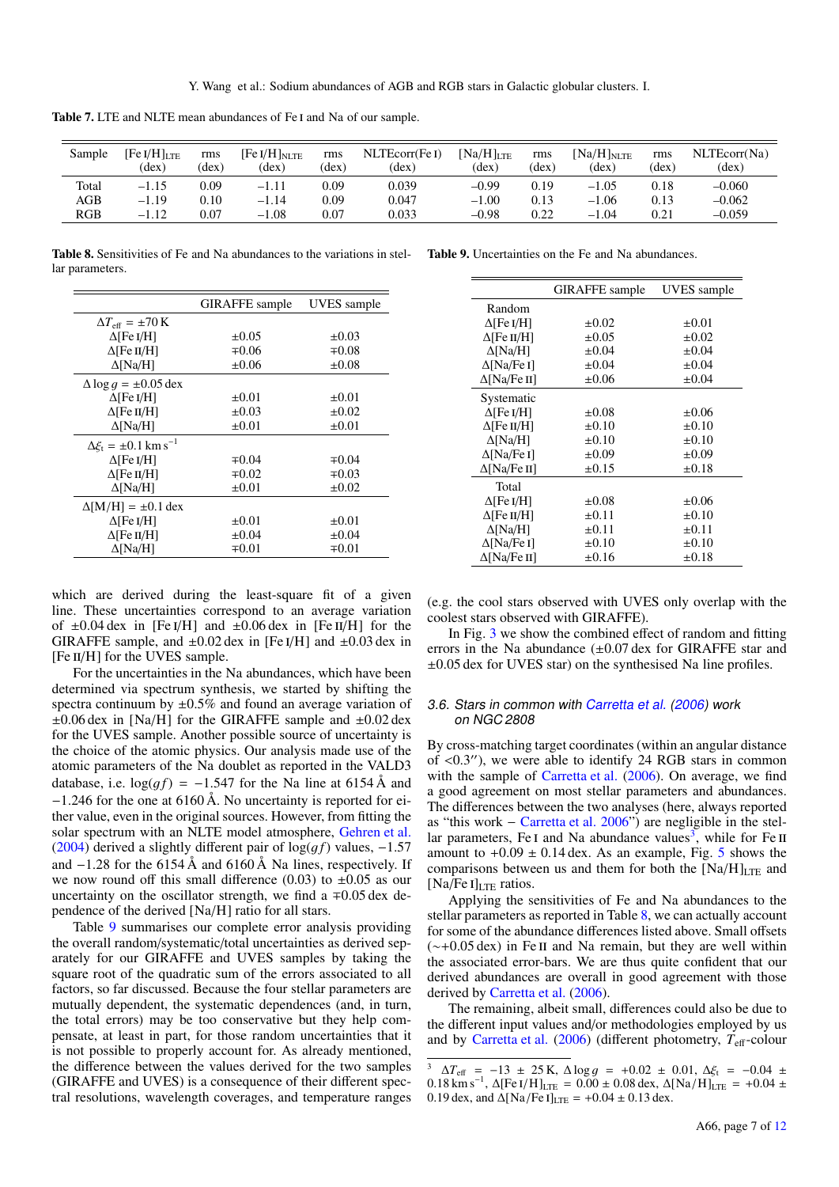**Table 7.** LTE and NLTE mean abundances of Fe I and Na of our sample.

| Sample | [Fe I/H]$_{LTE}$ (dex) | rms (dex) | [Fe I/H]$_{NLTE}$ (dex) | rms (dex) | NLTEcorr(Fe I) (dex) | [Na/H]$_{LTE}$ (dex) | rms (dex) | [Na/H]$_{NLTE}$ (dex) | rms (dex) | NLTEcorr(Na) (dex) |
|---|---|---|---|---|---|---|---|---|---|---|
| Total | –1.15 | 0.09 | –1.11 | 0.09 | 0.039 | –0.99 | 0.19 | –1.05 | 0.18 | –0.060 |
| AGB | –1.19 | 0.10 | –1.14 | 0.09 | 0.047 | –1.00 | 0.13 | –1.06 | 0.13 | –0.062 |
| RGB | –1.12 | 0.07 | –1.08 | 0.07 | 0.033 | –0.98 | 0.22 | –1.04 | 0.21 | –0.059 |

**Table 8.** Sensitivities of Fe and Na abundances to the variations in stellar parameters.

| | GIRAFFE sample | UVES sample |
|---|---|---|
| $\Delta T_{\rm eff} = \pm 70$ K | | |
| Δ[Fe I/H] | ±0.05 | ±0.03 |
| Δ[Fe II/H] | ∓0.06 | ∓0.08 |
| Δ[Na/H] | ±0.06 | ±0.08 |
| $\Delta \log g = \pm 0.05$ dex | | |
| Δ[Fe I/H] | ±0.01 | ±0.01 |
| Δ[Fe II/H] | ±0.03 | ±0.02 |
| Δ[Na/H] | ±0.01 | ±0.01 |
| $\Delta \xi_{\rm t} = \pm 0.1$ km s$^{-1}$ | | |
| Δ[Fe I/H] | ∓0.04 | ∓0.04 |
| Δ[Fe II/H] | ∓0.02 | ∓0.03 |
| Δ[Na/H] | ±0.01 | ±0.02 |
| Δ[M/H] = ±0.1 dex | | |
| Δ[Fe I/H] | ±0.01 | ±0.01 |
| Δ[Fe II/H] | ±0.04 | ±0.04 |
| Δ[Na/H] | ∓0.01 | ∓0.01 |

**Table 9.** Uncertainties on the Fe and Na abundances.

| | GIRAFFE sample | UVES sample |
|---|---|---|
| Random | | |
| Δ[Fe I/H] | ±0.02 | ±0.01 |
| Δ[Fe II/H] | ±0.05 | ±0.02 |
| Δ[Na/H] | ±0.04 | ±0.04 |
| Δ[Na/Fe I] | ±0.04 | ±0.04 |
| Δ[Na/Fe II] | ±0.06 | ±0.04 |
| Systematic | | |
| Δ[Fe I/H] | ±0.08 | ±0.06 |
| Δ[Fe II/H] | ±0.10 | ±0.10 |
| Δ[Na/H] | ±0.10 | ±0.10 |
| Δ[Na/Fe I] | ±0.09 | ±0.09 |
| Δ[Na/Fe II] | ±0.15 | ±0.18 |
| Total | | |
| Δ[Fe I/H] | ±0.08 | ±0.06 |
| Δ[Fe II/H] | ±0.11 | ±0.10 |
| Δ[Na/H] | ±0.11 | ±0.11 |
| Δ[Na/Fe I] | ±0.10 | ±0.10 |
| Δ[Na/Fe II] | ±0.16 | ±0.18 |

which are derived during the least-square fit of a given line. These uncertainties correspond to an average variation of ±0.04 dex in [Fe I/H] and ±0.06 dex in [Fe II/H] for the GIRAFFE sample, and ±0.02 dex in [Fe I/H] and ±0.03 dex in [Fe II/H] for the UVES sample.

For the uncertainties in the Na abundances, which have been determined via spectrum synthesis, we started by shifting the spectra continuum by ±0.5% and found an average variation of ±0.06 dex in [Na/H] for the GIRAFFE sample and ±0.02 dex for the UVES sample. Another possible source of uncertainty is the choice of the atomic physics. Our analysis made use of the atomic parameters of the Na doublet as reported in the VALD3 database, i.e. $\log(gf) = -1.547$ for the Na line at 6154 Å and −1.246 for the one at 6160 Å. No uncertainty is reported for either value, even in the original sources. However, from fitting the solar spectrum with an NLTE model atmosphere, Gehren et al. (2004) derived a slightly different pair of $\log(gf)$ values, −1.57 and −1.28 for the 6154 Å and 6160 Å Na lines, respectively. If we now round off this small difference (0.03) to ±0.05 as our uncertainty on the oscillator strength, we find a ∓0.05 dex dependence of the derived [Na/H] ratio for all stars.

Table 9 summarises our complete error analysis providing the overall random/systematic/total uncertainties as derived separately for our GIRAFFE and UVES samples by taking the square root of the quadratic sum of the errors associated to all factors, so far discussed. Because the four stellar parameters are mutually dependent, the systematic dependences (and, in turn, the total errors) may be too conservative but they help compensate, at least in part, for those random uncertainties that it is not possible to properly account for. As already mentioned, the difference between the values derived for the two samples (GIRAFFE and UVES) is a consequence of their different spectral resolutions, wavelength coverages, and temperature ranges (e.g. the cool stars observed with UVES only overlap with the coolest stars observed with GIRAFFE).

In Fig. 3 we show the combined effect of random and fitting errors in the Na abundance (±0.07 dex for GIRAFFE star and ±0.05 dex for UVES star) on the synthesised Na line profiles.

### 3.6. Stars in common with Carretta et al. (2006) work on NGC 2808

By cross-matching target coordinates (within an angular distance of <0.3″), we were able to identify 24 RGB stars in common with the sample of Carretta et al. (2006). On average, we find a good agreement on most stellar parameters and abundances. The differences between the two analyses (here, always reported as "this work − Carretta et al. 2006") are negligible in the stellar parameters, Fe I and Na abundance values[3], while for Fe II amount to +0.09 ± 0.14 dex. As an example, Fig. 5 shows the comparisons between us and them for both the [Na/H]$_{LTE}$ and [Na/Fe I]$_{LTE}$ ratios.

Applying the sensitivities of Fe and Na abundances to the stellar parameters as reported in Table 8, we can actually account for some of the abundance differences listed above. Small offsets (∼+0.05 dex) in Fe II and Na remain, but they are well within the associated error-bars. We are thus quite confident that our derived abundances are overall in good agreement with those derived by Carretta et al. (2006).

The remaining, albeit small, differences could also be due to the different input values and/or methodologies employed by us and by Carretta et al. (2006) (different photometry, $T_{\rm eff}$-colour

[3] $\Delta T_{\rm eff} = -13 \pm 25$ K, $\Delta \log g = +0.02 \pm 0.01$, $\Delta \xi_{\rm t} = -0.04 \pm 0.18$ km s$^{-1}$, Δ[Fe I/H]$_{LTE}$ = 0.00 ± 0.08 dex, Δ[Na/H]$_{LTE}$ = +0.04 ± 0.19 dex, and Δ[Na/Fe I]$_{LTE}$ = +0.04 ± 0.13 dex.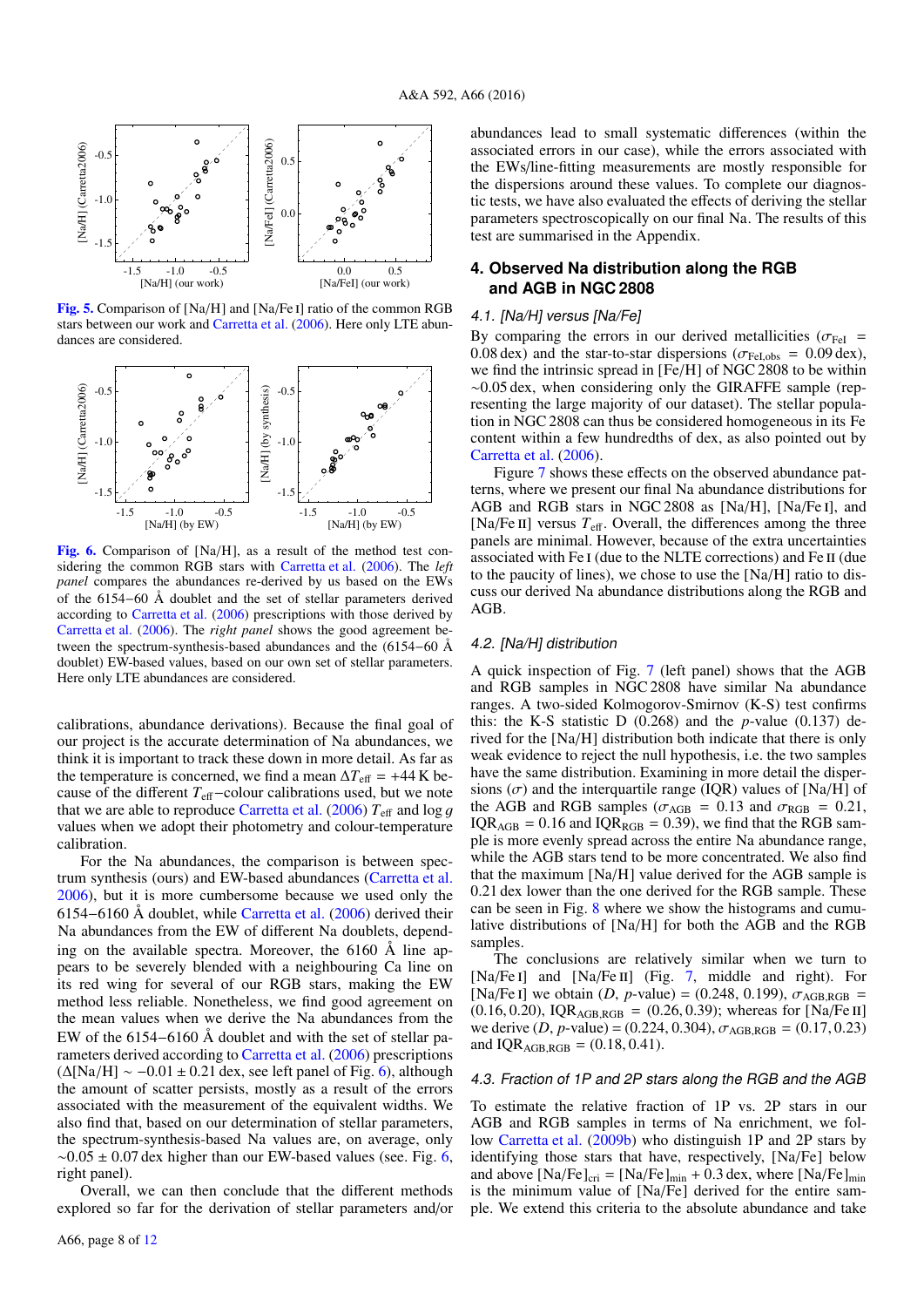Fig. 5. Comparison of [Na/H] and [Na/Fe I] ratio of the common RGB stars between our work and Carretta et al. (2006). Here only LTE abundances are considered.

Fig. 6. Comparison of [Na/H], as a result of the method test considering the common RGB stars with Carretta et al. (2006). The *left panel* compares the abundances re-derived by us based on the EWs of the 6154−60 Å doublet and the set of stellar parameters derived according to Carretta et al. (2006) prescriptions with those derived by Carretta et al. (2006). The *right panel* shows the good agreement between the spectrum-synthesis-based abundances and the (6154−60 Å doublet) EW-based values, based on our own set of stellar parameters. Here only LTE abundances are considered.

calibrations, abundance derivations). Because the final goal of our project is the accurate determination of Na abundances, we think it is important to track these down in more detail. As far as the temperature is concerned, we find a mean $\Delta T_{\rm eff}$ = +44 K because of the different $T_{\rm eff}$−colour calibrations used, but we note that we are able to reproduce Carretta et al. (2006) $T_{\rm eff}$ and log $g$ values when we adopt their photometry and colour-temperature calibration.

For the Na abundances, the comparison is between spectrum synthesis (ours) and EW-based abundances (Carretta et al. 2006), but it is more cumbersome because we used only the 6154−6160 Å doublet, while Carretta et al. (2006) derived their Na abundances from the EW of different Na doublets, depending on the available spectra. Moreover, the 6160 Å line appears to be severely blended with a neighbouring Ca line on its red wing for several of our RGB stars, making the EW method less reliable. Nonetheless, we find good agreement on the mean values when we derive the Na abundances from the EW of the 6154−6160 Å doublet and with the set of stellar parameters derived according to Carretta et al. (2006) prescriptions ($\Delta$[Na/H] ∼ −0.01 ± 0.21 dex, see left panel of Fig. 6), although the amount of scatter persists, mostly as a result of the errors associated with the measurement of the equivalent widths. We also find that, based on our determination of stellar parameters, the spectrum-synthesis-based Na values are, on average, only ∼0.05 ± 0.07 dex higher than our EW-based values (see. Fig. 6, right panel).

Overall, we can then conclude that the different methods explored so far for the derivation of stellar parameters and/or abundances lead to small systematic differences (within the associated errors in our case), while the errors associated with the EWs/line-fitting measurements are mostly responsible for the dispersions around these values. To complete our diagnostic tests, we have also evaluated the effects of deriving the stellar parameters spectroscopically on our final Na. The results of this test are summarised in the Appendix.

## 4. Observed Na distribution along the RGB and AGB in NGC 2808

### 4.1. [Na/H] versus [Na/Fe]

By comparing the errors in our derived metallicities ($\sigma_{\rm FeI}$ = 0.08 dex) and the star-to-star dispersions ($\sigma_{\rm FeI,obs}$ = 0.09 dex), we find the intrinsic spread in [Fe/H] of NGC 2808 to be within ∼0.05 dex, when considering only the GIRAFFE sample (representing the large majority of our dataset). The stellar population in NGC 2808 can thus be considered homogeneous in its Fe content within a few hundredths of dex, as also pointed out by Carretta et al. (2006).

Figure 7 shows these effects on the observed abundance patterns, where we present our final Na abundance distributions for AGB and RGB stars in NGC 2808 as [Na/H], [Na/Fe I], and [Na/Fe II] versus $T_{\rm eff}$. Overall, the differences among the three panels are minimal. However, because of the extra uncertainties associated with Fe I (due to the NLTE corrections) and Fe II (due to the paucity of lines), we chose to use the [Na/H] ratio to discuss our derived Na abundance distributions along the RGB and AGB.

### 4.2. [Na/H] distribution

A quick inspection of Fig. 7 (left panel) shows that the AGB and RGB samples in NGC 2808 have similar Na abundance ranges. A two-sided Kolmogorov-Smirnov (K-S) test confirms this: the K-S statistic D (0.268) and the $p$-value (0.137) derived for the [Na/H] distribution both indicate that there is only weak evidence to reject the null hypothesis, i.e. the two samples have the same distribution. Examining in more detail the dispersions ($\sigma$) and the interquartile range (IQR) values of [Na/H] of the AGB and RGB samples ($\sigma_{\rm AGB}$ = 0.13 and $\sigma_{\rm RGB}$ = 0.21, IQR$_{\rm AGB}$ = 0.16 and IQR$_{\rm RGB}$ = 0.39), we find that the RGB sample is more evenly spread across the entire Na abundance range, while the AGB stars tend to be more concentrated. We also find that the maximum [Na/H] value derived for the AGB sample is 0.21 dex lower than the one derived for the RGB sample. These can be seen in Fig. 8 where we show the histograms and cumulative distributions of [Na/H] for both the AGB and the RGB samples.

The conclusions are relatively similar when we turn to [Na/Fe I] and [Na/Fe II] (Fig. 7, middle and right). For [Na/Fe I] we obtain ($D$, $p$-value) = (0.248, 0.199), $\sigma_{\rm AGB,RGB}$ = (0.16, 0.20), IQR$_{\rm AGB,RGB}$ = (0.26, 0.39); whereas for [Na/Fe II] we derive ($D$, $p$-value) = (0.224, 0.304), $\sigma_{\rm AGB,RGB}$ = (0.17, 0.23) and IQR$_{\rm AGB,RGB}$ = (0.18, 0.41).

### 4.3. Fraction of 1P and 2P stars along the RGB and the AGB

To estimate the relative fraction of 1P vs. 2P stars in our AGB and RGB samples in terms of Na enrichment, we follow Carretta et al. (2009b) who distinguish 1P and 2P stars by identifying those stars that have, respectively, [Na/Fe] below and above [Na/Fe]$_{\rm cri}$ = [Na/Fe]$_{\rm min}$ + 0.3 dex, where [Na/Fe]$_{\rm min}$ is the minimum value of [Na/Fe] derived for the entire sample. We extend this criteria to the absolute abundance and take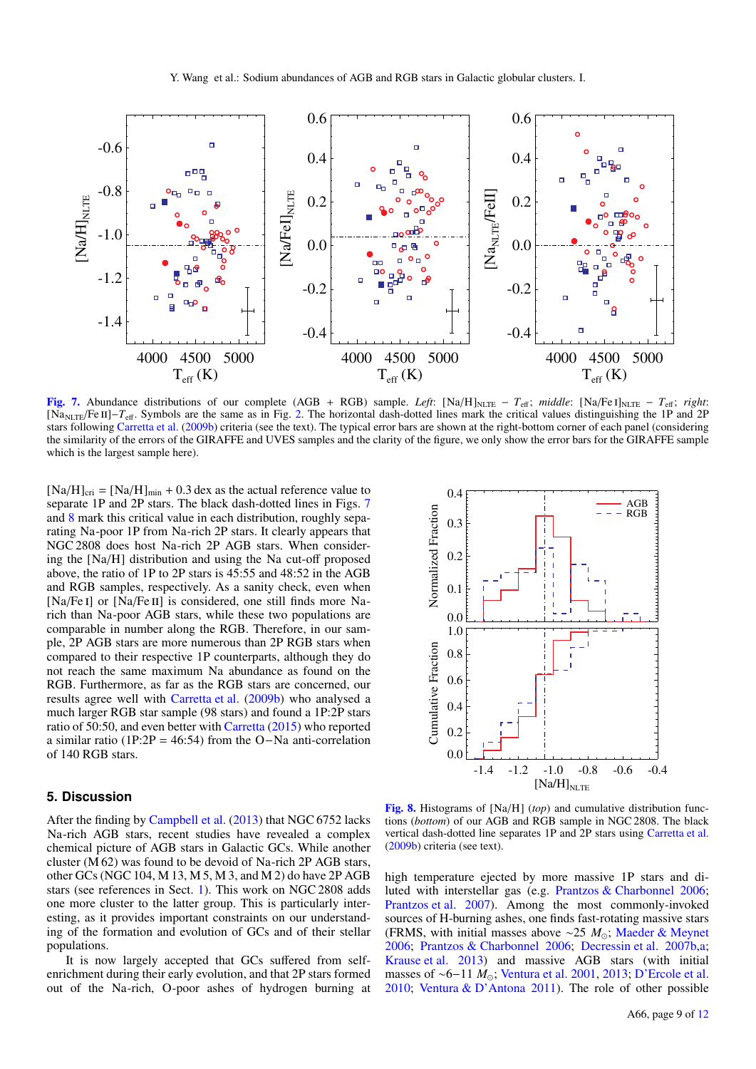Fig. 7. Abundance distributions of our complete (AGB + RGB) sample. *Left*: $[Na/H]_{NLTE}$ − $T_{eff}$; *middle*: $[Na/Fe\,I]_{NLTE}$ − $T_{eff}$; *right*: $[Na_{NLTE}/Fe\,II]$−$T_{eff}$. Symbols are the same as in Fig. 2. The horizontal dash-dotted lines mark the critical values distinguishing the 1P and 2P stars following Carretta et al. (2009b) criteria (see the text). The typical error bars are shown at the right-bottom corner of each panel (considering the similarity of the errors of the GIRAFFE and UVES samples and the clarity of the figure, we only show the error bars for the GIRAFFE sample which is the largest sample here).

$[Na/H]_{cri} = [Na/H]_{min} + 0.3$ dex as the actual reference value to separate 1P and 2P stars. The black dash-dotted lines in Figs. 7 and 8 mark this critical value in each distribution, roughly separating Na-poor 1P from Na-rich 2P stars. It clearly appears that NGC 2808 does host Na-rich 2P AGB stars. When considering the [Na/H] distribution and using the Na cut-off proposed above, the ratio of 1P to 2P stars is 45:55 and 48:52 in the AGB and RGB samples, respectively. As a sanity check, even when [Na/Fe I] or [Na/Fe II] is considered, one still finds more Na-rich than Na-poor AGB stars, while these two populations are comparable in number along the RGB. Therefore, in our sample, 2P AGB stars are more numerous than 2P RGB stars when compared to their respective 1P counterparts, although they do not reach the same maximum Na abundance as found on the RGB. Furthermore, as far as the RGB stars are concerned, our results agree well with Carretta et al. (2009b) who analysed a much larger RGB star sample (98 stars) and found a 1P:2P stars ratio of 50:50, and even better with Carretta (2015) who reported a similar ratio (1P:2P = 46:54) from the O−Na anti-correlation of 140 RGB stars.

Fig. 8. Histograms of [Na/H] (*top*) and cumulative distribution functions (*bottom*) of our AGB and RGB sample in NGC 2808. The black vertical dash-dotted line separates 1P and 2P stars using Carretta et al. (2009b) criteria (see text).

## 5. Discussion

After the finding by Campbell et al. (2013) that NGC 6752 lacks Na-rich AGB stars, recent studies have revealed a complex chemical picture of AGB stars in Galactic GCs. While another cluster (M 62) was found to be devoid of Na-rich 2P AGB stars, other GCs (NGC 104, M 13, M 5, M 3, and M 2) do have 2P AGB stars (see references in Sect. 1). This work on NGC 2808 adds one more cluster to the latter group. This is particularly interesting, as it provides important constraints on our understanding of the formation and evolution of GCs and of their stellar populations.

It is now largely accepted that GCs suffered from self-enrichment during their early evolution, and that 2P stars formed out of the Na-rich, O-poor ashes of hydrogen burning at high temperature ejected by more massive 1P stars and diluted with interstellar gas (e.g. Prantzos & Charbonnel 2006; Prantzos et al. 2007). Among the most commonly-invoked sources of H-burning ashes, one finds fast-rotating massive stars (FRMS, with initial masses above ∼25 $M_\odot$; Maeder & Meynet 2006; Prantzos & Charbonnel 2006; Decressin et al. 2007b,a; Krause et al. 2013) and massive AGB stars (with initial masses of ∼6−11 $M_\odot$; Ventura et al. 2001, 2013; D'Ercole et al. 2010; Ventura & D'Antona 2011). The role of other possible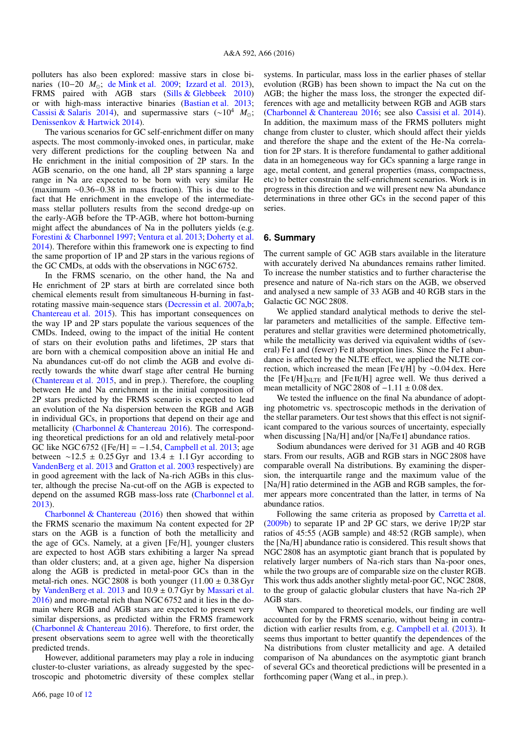polluters has also been explored: massive stars in close binaries (10−20 $M_\odot$; de Mink et al. 2009; Izzard et al. 2013), FRMS paired with AGB stars (Sills & Glebbeek 2010) or with high-mass interactive binaries (Bastian et al. 2013; Cassisi & Salaris 2014), and supermassive stars (∼$10^4$ $M_\odot$; Denissenkov & Hartwick 2014).

The various scenarios for GC self-enrichment differ on many aspects. The most commonly-invoked ones, in particular, make very different predictions for the coupling between Na and He enrichment in the initial composition of 2P stars. In the AGB scenario, on the one hand, all 2P stars spanning a large range in Na are expected to be born with very similar He (maximum ∼0.36−0.38 in mass fraction). This is due to the fact that He enrichment in the envelope of the intermediate-mass stellar polluters results from the second dredge-up on the early-AGB before the TP-AGB, where hot bottom-burning might affect the abundances of Na in the polluters yields (e.g. Forestini & Charbonnel 1997; Ventura et al. 2013; Doherty et al. 2014). Therefore within this framework one is expecting to find the same proportion of 1P and 2P stars in the various regions of the GC CMDs, at odds with the observations in NGC 6752.

In the FRMS scenario, on the other hand, the Na and He enrichment of 2P stars at birth are correlated since both chemical elements result from simultaneous H-burning in fast-rotating massive main-sequence stars (Decressin et al. 2007a,b; Chantereau et al. 2015). This has important consequences on the way 1P and 2P stars populate the various sequences of the CMDs. Indeed, owing to the impact of the initial He content of stars on their evolution paths and lifetimes, 2P stars that are born with a chemical composition above an initial He and Na abundances cut-off do not climb the AGB and evolve directly towards the white dwarf stage after central He burning (Chantereau et al. 2015, and in prep.). Therefore, the coupling between He and Na enrichment in the initial composition of 2P stars predicted by the FRMS scenario is expected to lead an evolution of the Na dispersion between the RGB and AGB in individual GCs, in proportions that depend on their age and metallicity (Charbonnel & Chantereau 2016). The corresponding theoretical predictions for an old and relatively metal-poor GC like NGC 6752 ([Fe/H] = −1.54, Campbell et al. 2013; age between ∼12.5 ± 0.25 Gyr and 13.4 ± 1.1 Gyr according to VandenBerg et al. 2013 and Gratton et al. 2003 respectively) are in good agreement with the lack of Na-rich AGBs in this cluster, although the precise Na-cut-off on the AGB is expected to depend on the assumed RGB mass-loss rate (Charbonnel et al. 2013).

Charbonnel & Chantereau (2016) then showed that within the FRMS scenario the maximum Na content expected for 2P stars on the AGB is a function of both the metallicity and the age of GCs. Namely, at a given [Fe/H], younger clusters are expected to host AGB stars exhibiting a larger Na spread than older clusters; and, at a given age, higher Na dispersion along the AGB is predicted in metal-poor GCs than in the metal-rich ones. NGC 2808 is both younger (11.00 ± 0.38 Gyr by VandenBerg et al. 2013 and 10.9 ± 0.7 Gyr by Massari et al. 2016) and more-metal rich than NGC 6752 and it lies in the domain where RGB and AGB stars are expected to present very similar dispersions, as predicted within the FRMS framework (Charbonnel & Chantereau 2016). Therefore, to first order, the present observations seem to agree well with the theoretically predicted trends.

However, additional parameters may play a role in inducing cluster-to-cluster variations, as already suggested by the spectroscopic and photometric diversity of these complex stellar systems. In particular, mass loss in the earlier phases of stellar evolution (RGB) has been shown to impact the Na cut on the AGB; the higher the mass loss, the stronger the expected differences with age and metallicity between RGB and AGB stars (Charbonnel & Chantereau 2016; see also Cassisi et al. 2014). In addition, the maximum mass of the FRMS polluters might change from cluster to cluster, which should affect their yields and therefore the shape and the extent of the He-Na correlation for 2P stars. It is therefore fundamental to gather additional data in an homogeneous way for GCs spanning a large range in age, metal content, and general properties (mass, compactness, etc) to better constrain the self-enrichment scenarios. Work is in progress in this direction and we will present new Na abundance determinations in three other GCs in the second paper of this series.

## 6. Summary

The current sample of GC AGB stars available in the literature with accurately derived Na abundances remains rather limited. To increase the number statistics and to further characterise the presence and nature of Na-rich stars on the AGB, we observed and analysed a new sample of 33 AGB and 40 RGB stars in the Galactic GC NGC 2808.

We applied standard analytical methods to derive the stellar parameters and metallicities of the sample. Effective temperatures and stellar gravities were determined photometrically, while the metallicity was derived via equivalent widths of (several) Fe I and (fewer) Fe II absorption lines. Since the Fe I abundance is affected by the NLTE effect, we applied the NLTE correction, which increased the mean [Fe I/H] by ∼0.04 dex. Here the $[\mathrm{Fe\,I/H}]_{\mathrm{NLTE}}$ and [Fe II/H] agree well. We thus derived a mean metallicity of NGC 2808 of −1.11 ± 0.08 dex.

We tested the influence on the final Na abundance of adopting photometric vs. spectroscopic methods in the derivation of the stellar parameters. Our test shows that this effect is not significant compared to the various sources of uncertainty, especially when discussing [Na/H] and/or [Na/Fe I] abundance ratios.

Sodium abundances were derived for 31 AGB and 40 RGB stars. From our results, AGB and RGB stars in NGC 2808 have comparable overall Na distributions. By examining the dispersion, the interquartile range and the maximum value of the [Na/H] ratio determined in the AGB and RGB samples, the former appears more concentrated than the latter, in terms of Na abundance ratios.

Following the same criteria as proposed by Carretta et al. (2009b) to separate 1P and 2P GC stars, we derive 1P/2P star ratios of 45:55 (AGB sample) and 48:52 (RGB sample), when the [Na/H] abundance ratio is considered. This result shows that NGC 2808 has an asymptotic giant branch that is populated by relatively larger numbers of Na-rich stars than Na-poor ones, while the two groups are of comparable size on the cluster RGB. This work thus adds another slightly metal-poor GC, NGC 2808, to the group of galactic globular clusters that have Na-rich 2P AGB stars.

When compared to theoretical models, our finding are well accounted for by the FRMS scenario, without being in contradiction with earlier results from, e.g. Campbell et al. (2013). It seems thus important to better quantify the dependences of the Na distributions from cluster metallicity and age. A detailed comparison of Na abundances on the asymptotic giant branch of several GCs and theoretical predictions will be presented in a forthcoming paper (Wang et al., in prep.).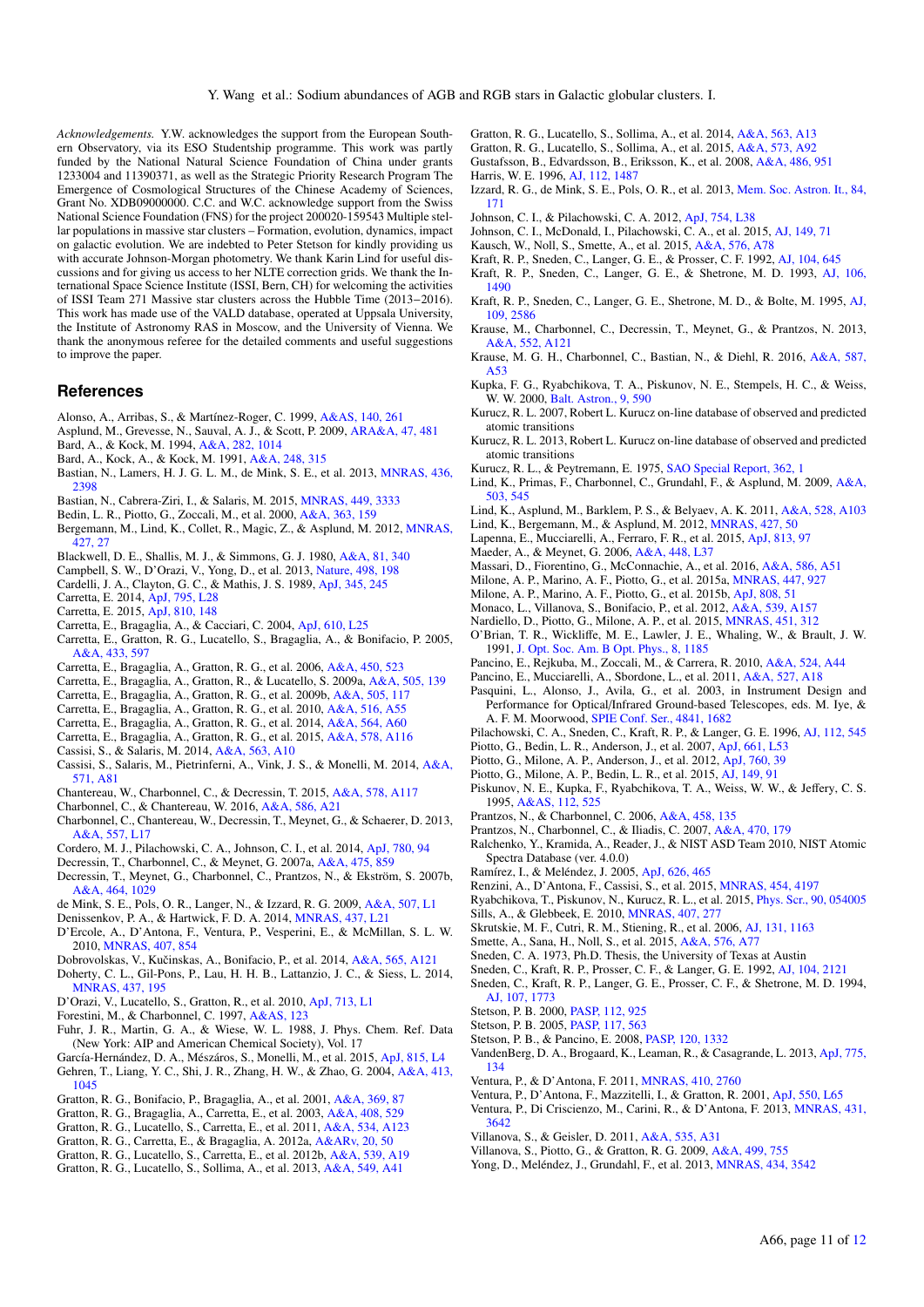*Acknowledgements.* Y.W. acknowledges the support from the European Southern Observatory, via its ESO Studentship programme. This work was partly funded by the National Natural Science Foundation of China under grants 1233004 and 11390371, as well as the Strategic Priority Research Program The Emergence of Cosmological Structures of the Chinese Academy of Sciences, Grant No. XDB09000000. C.C. and W.C. acknowledge support from the Swiss National Science Foundation (FNS) for the project 200020-159543 Multiple stellar populations in massive star clusters – Formation, evolution, dynamics, impact on galactic evolution. We are indebted to Peter Stetson for kindly providing us with accurate Johnson-Morgan photometry. We thank Karin Lind for useful discussions and for giving us access to her NLTE correction grids. We thank the International Space Science Institute (ISSI, Bern, CH) for welcoming the activities of ISSI Team 271 Massive star clusters across the Hubble Time (2013–2016). This work has made use of the VALD database, operated at Uppsala University, the Institute of Astronomy RAS in Moscow, and the University of Vienna. We thank the anonymous referee for the detailed comments and useful suggestions to improve the paper.

## References

Alonso, A., Arribas, S., & Martínez-Roger, C. 1999, A&AS, 140, 261
Asplund, M., Grevesse, N., Sauval, A. J., & Scott, P. 2009, ARA&A, 47, 481
Bard, A., & Kock, M. 1994, A&A, 282, 1014
Bard, A., Kock, A., & Kock, M. 1991, A&A, 248, 315
Bastian, N., Lamers, H. J. G. L. M., de Mink, S. E., et al. 2013, MNRAS, 436, 2398
Bastian, N., Cabrera-Ziri, I., & Salaris, M. 2015, MNRAS, 449, 3333
Bedin, L. R., Piotto, G., Zoccali, M., et al. 2000, A&A, 363, 159
Bergemann, M., Lind, K., Collet, R., Magic, Z., & Asplund, M. 2012, MNRAS, 427, 27
Blackwell, D. E., Shallis, M. J., & Simmons, G. J. 1980, A&A, 81, 340
Campbell, S. W., D'Orazi, V., Yong, D., et al. 2013, Nature, 498, 198
Cardelli, J. A., Clayton, G. C., & Mathis, J. S. 1989, ApJ, 345, 245
Carretta, E. 2014, ApJ, 795, L28
Carretta, E. 2015, ApJ, 810, 148
Carretta, E., Bragaglia, A., & Cacciari, C. 2004, ApJ, 610, L25
Carretta, E., Gratton, R. G., Lucatello, S., Bragaglia, A., & Bonifacio, P. 2005, A&A, 433, 597
Carretta, E., Bragaglia, A., Gratton, R. G., et al. 2006, A&A, 450, 523
Carretta, E., Bragaglia, A., Gratton, R., & Lucatello, S. 2009a, A&A, 505, 139
Carretta, E., Bragaglia, A., Gratton, R. G., et al. 2009b, A&A, 505, 117
Carretta, E., Bragaglia, A., Gratton, R. G., et al. 2010, A&A, 516, A55
Carretta, E., Bragaglia, A., Gratton, R. G., et al. 2014, A&A, 564, A60
Carretta, E., Bragaglia, A., Gratton, R. G., et al. 2015, A&A, 578, A116
Cassisi, S., & Salaris, M. 2014, A&A, 563, A10
Cassisi, S., Salaris, M., Pietrinferni, A., Vink, J. S., & Monelli, M. 2014, A&A, 571, A81
Chantereau, W., Charbonnel, C., & Decressin, T. 2015, A&A, 578, A117
Charbonnel, C., & Chantereau, W. 2016, A&A, 586, A21
Charbonnel, C., Chantereau, W., Decressin, T., Meynet, G., & Schaerer, D. 2013, A&A, 557, L17
Cordero, M. J., Pilachowski, C. A., Johnson, C. I., et al. 2014, ApJ, 780, 94
Decressin, T., Charbonnel, C., & Meynet, G. 2007a, A&A, 475, 859
Decressin, T., Meynet, G., Charbonnel, C., Prantzos, N., & Ekström, S. 2007b, A&A, 464, 1029
de Mink, S. E., Pols, O. R., Langer, N., & Izzard, R. G. 2009, A&A, 507, L1
Denissenkov, P. A., & Hartwick, F. D. A. 2014, MNRAS, 437, L21
D'Ercole, A., D'Antona, F., Ventura, P., Vesperini, E., & McMillan, S. L. W. 2010, MNRAS, 407, 854
Dobrovolskas, V., Kučinskas, A., Bonifacio, P., et al. 2014, A&A, 565, A121
Doherty, C. L., Gil-Pons, P., Lau, H. H. B., Lattanzio, J. C., & Siess, L. 2014, MNRAS, 437, 195
D'Orazi, V., Lucatello, S., Gratton, R., et al. 2010, ApJ, 713, L1
Forestini, M., & Charbonnel, C. 1997, A&AS, 123
Fuhr, J. R., Martin, G. A., & Wiese, W. L. 1988, J. Phys. Chem. Ref. Data (New York: AIP and American Chemical Society), Vol. 17
García-Hernández, D. A., Mészáros, S., Monelli, M., et al. 2015, ApJ, 815, L4
Gehren, T., Liang, Y. C., Shi, J. R., Zhang, H. W., & Zhao, G. 2004, A&A, 413, 1045
Gratton, R. G., Bonifacio, P., Bragaglia, A., et al. 2001, A&A, 369, 87
Gratton, R. G., Bragaglia, A., Carretta, E., et al. 2003, A&A, 408, 529
Gratton, R. G., Lucatello, S., Carretta, E., et al. 2011, A&A, 534, A123
Gratton, R. G., Carretta, E., & Bragaglia, A. 2012a, A&ARv, 20, 50
Gratton, R. G., Lucatello, S., Carretta, E., et al. 2012b, A&A, 539, A19
Gratton, R. G., Lucatello, S., Sollima, A., et al. 2013, A&A, 549, A41
Gratton, R. G., Lucatello, S., Sollima, A., et al. 2014, A&A, 563, A13
Gratton, R. G., Lucatello, S., Sollima, A., et al. 2015, A&A, 573, A92
Gustafsson, B., Edvardsson, B., Eriksson, K., et al. 2008, A&A, 486, 951
Harris, W. E. 1996, AJ, 112, 1487
Izzard, R. G., de Mink, S. E., Pols, O. R., et al. 2013, Mem. Soc. Astron. It., 84, 171
Johnson, C. I., & Pilachowski, C. A. 2012, ApJ, 754, L38
Johnson, C. I., McDonald, I., Pilachowski, C. A., et al. 2015, AJ, 149, 71
Kausch, W., Noll, S., Smette, A., et al. 2015, A&A, 576, A78
Kraft, R. P., Sneden, C., Langer, G. E., & Prosser, C. F. 1992, AJ, 104, 645
Kraft, R. P., Sneden, C., Langer, G. E., & Shetrone, M. D. 1993, AJ, 106, 1490
Kraft, R. P., Sneden, C., Langer, G. E., Shetrone, M. D., & Bolte, M. 1995, AJ, 109, 2586
Krause, M., Charbonnel, C., Decressin, T., Meynet, G., & Prantzos, N. 2013, A&A, 552, A121
Krause, M. G. H., Charbonnel, C., Bastian, N., & Diehl, R. 2016, A&A, 587, A53
Kupka, F. G., Ryabchikova, T. A., Piskunov, N. E., Stempels, H. C., & Weiss, W. W. 2000, Balt. Astron., 9, 590
Kurucz, R. L. 2007, Robert L. Kurucz on-line database of observed and predicted atomic transitions
Kurucz, R. L. 2013, Robert L. Kurucz on-line database of observed and predicted atomic transitions
Kurucz, R. L., & Peytremann, E. 1975, SAO Special Report, 362, 1
Lind, K., Primas, F., Charbonnel, C., Grundahl, F., & Asplund, M. 2009, A&A, 503, 545
Lind, K., Asplund, M., Barklem, P. S., & Belyaev, A. K. 2011, A&A, 528, A103
Lind, K., Bergemann, M., & Asplund, M. 2012, MNRAS, 427, 50
Lapenna, E., Mucciarelli, A., Ferraro, F. R., et al. 2015, ApJ, 813, 97
Maeder, A., & Meynet, G. 2006, A&A, 448, L37
Massari, D., Fiorentino, G., McConnachie, A., et al. 2016, A&A, 586, A51
Milone, A. P., Marino, A. F., Piotto, G., et al. 2015a, MNRAS, 447, 927
Milone, A. P., Marino, A. F., Piotto, G., et al. 2015b, ApJ, 808, 51
Monaco, L., Villanova, S., Bonifacio, P., et al. 2012, A&A, 539, A157
Nardiello, D., Piotto, G., Milone, A. P., et al. 2015, MNRAS, 451, 312
O'Brian, T. R., Wickliffe, M. E., Lawler, J. E., Whaling, W., & Brault, J. W. 1991, J. Opt. Soc. Am. B Opt. Phys., 8, 1185
Pancino, E., Rejkuba, M., Zoccali, M., & Carrera, R. 2010, A&A, 524, A44
Pancino, E., Mucciarelli, A., Sbordone, L., et al. 2011, A&A, 527, A18
Pasquini, L., Alonso, J., Avila, G., et al. 2003, in Instrument Design and Performance for Optical/Infrared Ground-based Telescopes, eds. M. Iye, & A. F. M. Moorwood, SPIE Conf. Ser., 4841, 1682
Pilachowski, C. A., Sneden, C., Kraft, R. P., & Langer, G. E. 1996, AJ, 112, 545
Piotto, G., Bedin, L. R., Anderson, J., et al. 2007, ApJ, 661, L53
Piotto, G., Milone, A. P., Anderson, J., et al. 2012, ApJ, 760, 39
Piotto, G., Milone, A. P., Bedin, L. R., et al. 2015, AJ, 149, 91
Piskunov, N. E., Kupka, F., Ryabchikova, T. A., Weiss, W. W., & Jeffery, C. S. 1995, A&AS, 112, 525
Prantzos, N., & Charbonnel, C. 2006, A&A, 458, 135
Prantzos, N., Charbonnel, C., & Iliadis, C. 2007, A&A, 470, 179
Ralchenko, Y., Kramida, A., Reader, J., & NIST ASD Team 2010, NIST Atomic Spectra Database (ver. 4.0.0)
Ramírez, I., & Meléndez, J. 2005, ApJ, 626, 465
Renzini, A., D'Antona, F., Cassisi, S., et al. 2015, MNRAS, 454, 4197
Ryabchikova, T., Piskunov, N., Kurucz, R. L., et al. 2015, Phys. Scr., 90, 054005
Sills, A., & Glebbeek, E. 2010, MNRAS, 407, 277
Skrutskie, M. F., Cutri, R. M., Stiening, R., et al. 2006, AJ, 131, 1163
Smette, A., Sana, H., Noll, S., et al. 2015, A&A, 576, A77
Sneden, C. A. 1973, Ph.D. Thesis, the University of Texas at Austin
Sneden, C., Kraft, R. P., Prosser, C. F., & Langer, G. E. 1992, AJ, 104, 2121
Sneden, C., Kraft, R. P., Langer, G. E., Prosser, C. F., & Shetrone, M. D. 1994, AJ, 107, 1773
Stetson, P. B. 2000, PASP, 112, 925
Stetson, P. B. 2005, PASP, 117, 563
Stetson, P. B., & Pancino, E. 2008, PASP, 120, 1332
VandenBerg, D. A., Brogaard, K., Leaman, R., & Casagrande, L. 2013, ApJ, 775, 134
Ventura, P., & D'Antona, F. 2011, MNRAS, 410, 2760
Ventura, P., D'Antona, F., Mazzitelli, I., & Gratton, R. 2001, ApJ, 550, L65
Ventura, P., Di Criscienzo, M., Carini, R., & D'Antona, F. 2013, MNRAS, 431, 3642
Villanova, S., & Geisler, D. 2011, A&A, 535, A31
Villanova, S., Piotto, G., & Gratton, R. G. 2009, A&A, 499, 755
Yong, D., Meléndez, J., Grundahl, F., et al. 2013, MNRAS, 434, 3542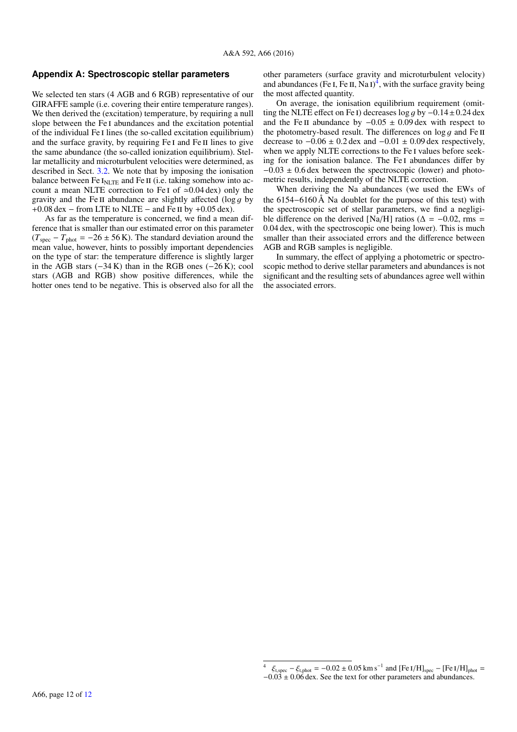## Appendix A: Spectroscopic stellar parameters

We selected ten stars (4 AGB and 6 RGB) representative of our GIRAFFE sample (i.e. covering their entire temperature ranges). We then derived the (excitation) temperature, by requiring a null slope between the Fe I abundances and the excitation potential of the individual Fe I lines (the so-called excitation equilibrium) and the surface gravity, by requiring Fe I and Fe II lines to give the same abundance (the so-called ionization equilibrium). Stellar metallicity and microturbulent velocities were determined, as described in Sect. 3.2. We note that by imposing the ionisation balance between Fe $\textsc{i}_{\rm NLTE}$ and Fe II (i.e. taking somehow into account a mean NLTE correction to Fe I of ≃0.04 dex) only the gravity and the Fe II abundance are slightly affected (log $g$ by +0.08 dex − from LTE to NLTE − and Fe II by +0.05 dex).

As far as the temperature is concerned, we find a mean difference that is smaller than our estimated error on this parameter ($T_{\rm spec} - T_{\rm phot} = -26 \pm 56$ K). The standard deviation around the mean value, however, hints to possibly important dependencies on the type of star: the temperature difference is slightly larger in the AGB stars (−34 K) than in the RGB ones (−26 K); cool stars (AGB and RGB) show positive differences, while the hotter ones tend to be negative. This is observed also for all the other parameters (surface gravity and microturbulent velocity) and abundances (Fe I, Fe II, Na I)[4], with the surface gravity being the most affected quantity.

On average, the ionisation equilibrium requirement (omitting the NLTE effect on Fe I) decreases log $g$ by $-0.14 \pm 0.24$ dex and the Fe II abundance by $-0.05 \pm 0.09$ dex with respect to the photometry-based result. The differences on log $g$ and Fe II decrease to $-0.06 \pm 0.2$ dex and $-0.01 \pm 0.09$ dex respectively, when we apply NLTE corrections to the Fe I values before seeking for the ionisation balance. The Fe I abundances differ by $-0.03 \pm 0.6$ dex between the spectroscopic (lower) and photometric results, independently of the NLTE correction.

When deriving the Na abundances (we used the EWs of the 6154−6160 Å Na doublet for the purpose of this test) with the spectroscopic set of stellar parameters, we find a negligible difference on the derived [Na/H] ratios ($\Delta = -0.02$, rms = 0.04 dex, with the spectroscopic one being lower). This is much smaller than their associated errors and the difference between AGB and RGB samples is negligible.

In summary, the effect of applying a photometric or spectroscopic method to derive stellar parameters and abundances is not significant and the resulting sets of abundances agree well within the associated errors.

[4] $\xi_{\rm t,spec} - \xi_{\rm t,phot} = -0.02 \pm 0.05$ km s$^{-1}$ and [Fe I/H]$_{\rm spec}$ − [Fe I/H]$_{\rm phot}$ = $-0.03 \pm 0.06$ dex. See the text for other parameters and abundances.